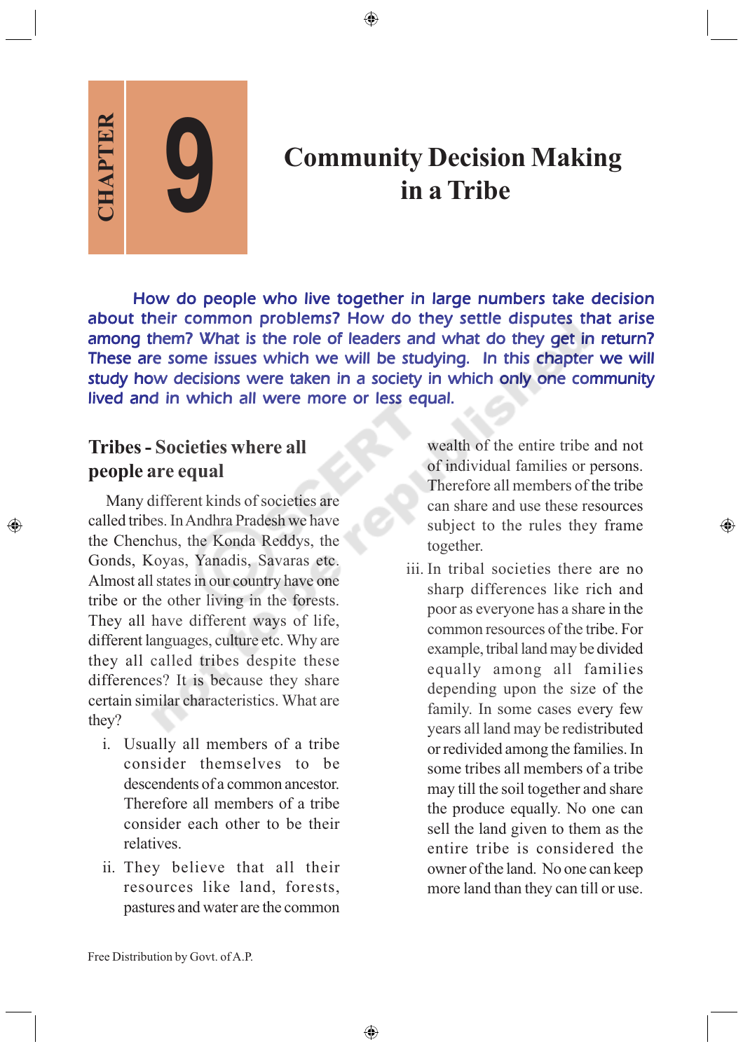# CHAPTER 9

# Community Decision Making in a Tribe

How do people who live together in large numbers take decision about their common problems? How do they settle disputes that arise among them? What is the role of leaders and what do they get in return? These are some issues which we will be studying. In this chapter we will study how decisions were taken in a society in which only one community lived and in which all were more or less equal.

## Tribes - Societies where all people are equal

Many different kinds of societies are called tribes. In Andhra Pradesh we have the Chenchus, the Konda Reddys, the Gonds, Koyas, Yanadis, Savaras etc. Almost all states in our country have one tribe or the other living in the forests. They all have different ways of life, different languages, culture etc. Why are they all called tribes despite these differences? It is because they share certain similar characteristics. What are they?

i. Usually all members of a tribe consider themselves to be descendents of a common ancestor. Therefore all members of a tribe consider each other to be their relatives.

ii. They believe that all their resources like land, forests, pastures and water are the common wealth of the entire tribe and not of individual families or persons. Therefore all members of the tribe can share and use these resources subject to the rules they frame together.

iii. In tribal societies there are no sharp differences like rich and poor as everyone has a share in the common resources of the tribe. For example, tribal land may be divided equally among all families depending upon the size of the family. In some cases every few years all land may be redistributed or redivided among the families. In some tribes all members of a tribe may till the soil together and share the produce equally. No one can sell the land given to them as the entire tribe is considered the owner of the land. No one can keep more land than they can till or use.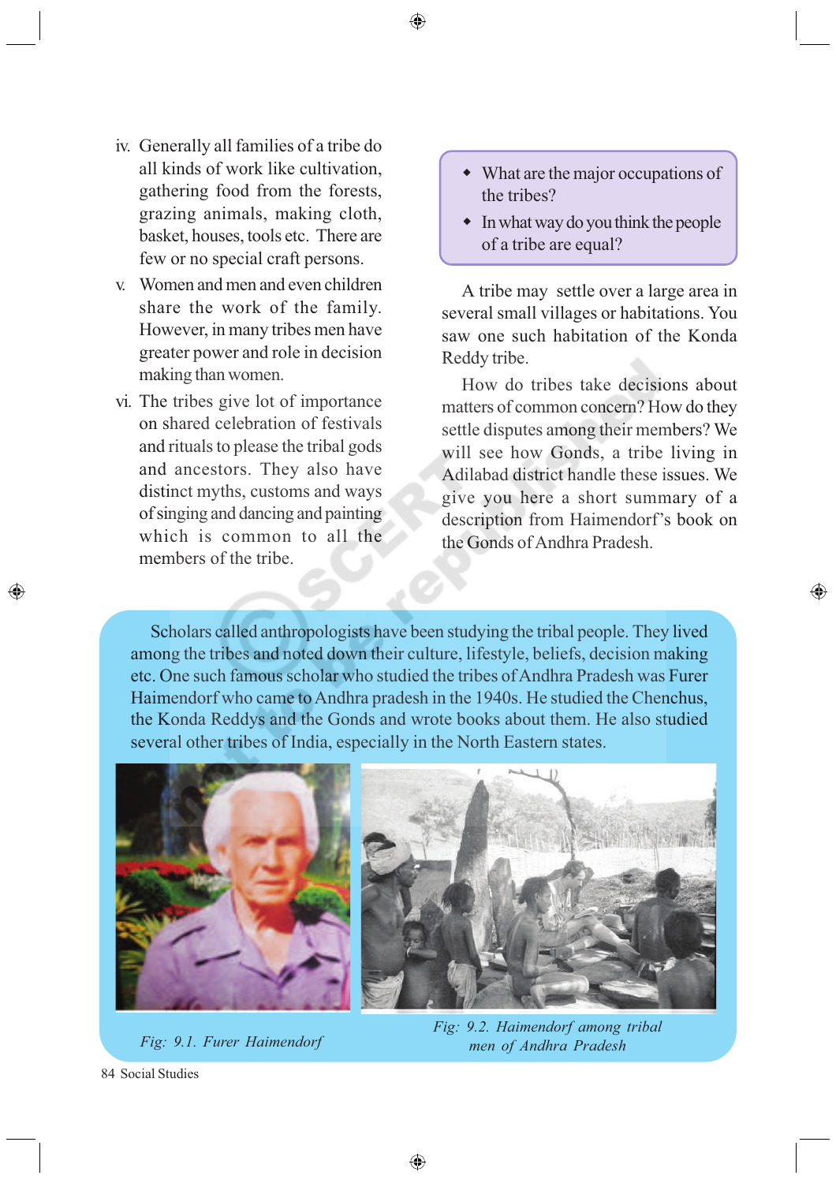iv. Generally all families of a tribe do all kinds of work like cultivation, gathering food from the forests, grazing animals, making cloth, basket, houses, tools etc. There are few or no special craft persons.

v. Women and men and even children share the work of the family. However, in many tribes men have greater power and role in decision making than women.

vi. The tribes give lot of importance on shared celebration of festivals and rituals to please the tribal gods and ancestors. They also have distinct myths, customs and ways of singing and dancing and painting which is common to all the members of the tribe.

- What are the major occupations of the tribes?
- In what way do you think the people of a tribe are equal?

A tribe may settle over a large area in several small villages or habitations. You saw one such habitation of the Konda Reddy tribe.

How do tribes take decisions about matters of common concern? How do they settle disputes among their members? We will see how Gonds, a tribe living in Adilabad district handle these issues. We give you here a short summary of a description from Haimendorf's book on the Gonds of Andhra Pradesh.

Scholars called anthropologists have been studying the tribal people. They lived among the tribes and noted down their culture, lifestyle, beliefs, decision making etc. One such famous scholar who studied the tribes of Andhra Pradesh was Furer Haimendorf who came to Andhra pradesh in the 1940s. He studied the Chenchus, the Konda Reddys and the Gonds and wrote books about them. He also studied several other tribes of India, especially in the North Eastern states.

*Fig: 9.1. Furer Haimendorf*

*Fig: 9.2. Haimendorf among tribal men of Andhra Pradesh*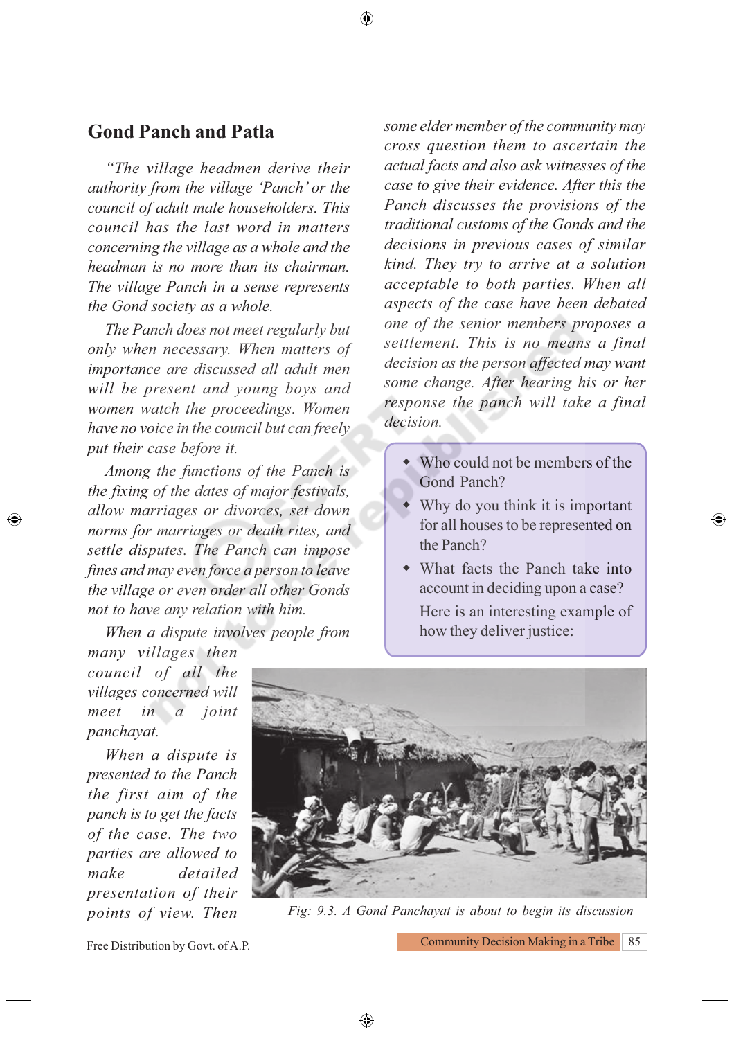## Gond Panch and Patla

*"The village headmen derive their authority from the village 'Panch' or the council of adult male householders. This council has the last word in matters concerning the village as a whole and the headman is no more than its chairman. The village Panch in a sense represents the Gond society as a whole.*

*The Panch does not meet regularly but only when necessary. When matters of importance are discussed all adult men will be present and young boys and women watch the proceedings. Women have no voice in the council but can freely put their case before it.*

*Among the functions of the Panch is the fixing of the dates of major festivals, allow marriages or divorces, set down norms for marriages or death rites, and settle disputes. The Panch can impose fines and may even force a person to leave the village or even order all other Gonds not to have any relation with him.*

*When a dispute involves people from many villages then council of all the villages concerned will meet in a joint panchayat.*

*When a dispute is presented to the Panch the first aim of the panch is to get the facts of the case. The two parties are allowed to make detailed presentation of their points of view. Then some elder member of the community may cross question them to ascertain the actual facts and also ask witnesses of the case to give their evidence. After this the Panch discusses the provisions of the traditional customs of the Gonds and the decisions in previous cases of similar kind. They try to arrive at a solution acceptable to both parties. When all aspects of the case have been debated one of the senior members proposes a settlement. This is no means a final decision as the person affected may want some change. After hearing his or her response the panch will take a final decision.*

- Who could not be members of the Gond Panch?
- Why do you think it is important for all houses to be represented on the Panch?
- What facts the Panch take into account in deciding upon a case?

Here is an interesting example of how they deliver justice:

*Fig: 9.3. A Gond Panchayat is about to begin its discussion*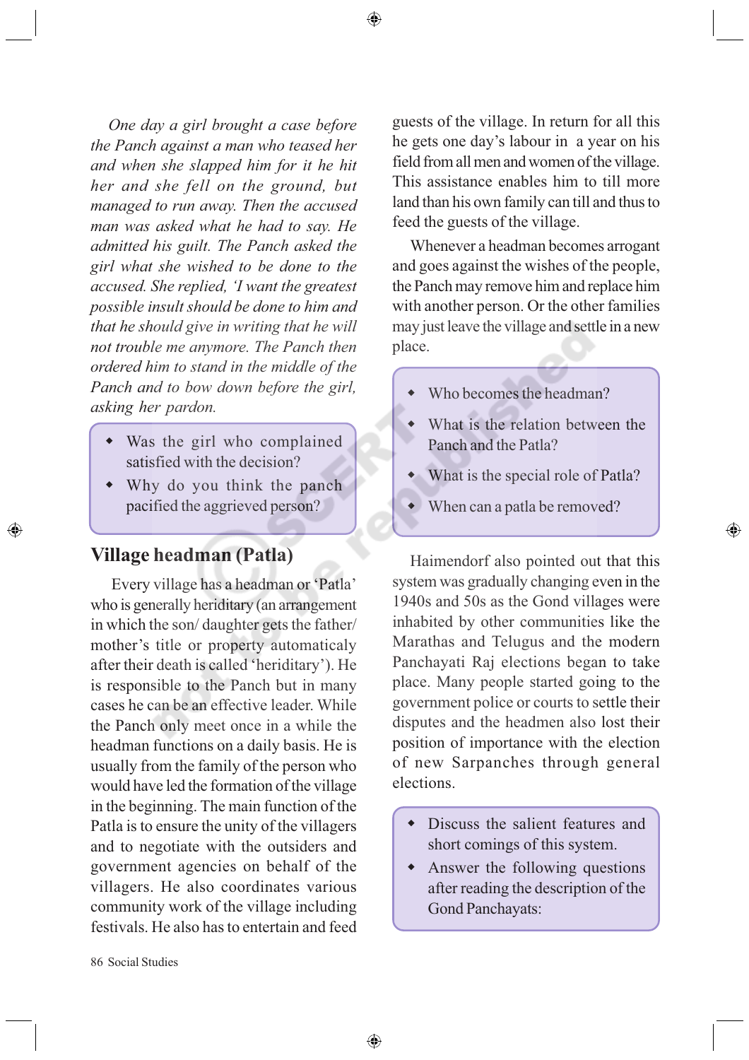*One day a girl brought a case before the Panch against a man who teased her and when she slapped him for it he hit her and she fell on the ground, but managed to run away. Then the accused man was asked what he had to say. He admitted his guilt. The Panch asked the girl what she wished to be done to the accused. She replied, 'I want the greatest possible insult should be done to him and that he should give in writing that he will not trouble me anymore. The Panch then ordered him to stand in the middle of the Panch and to bow down before the girl, asking her pardon.*

- Was the girl who complained satisfied with the decision?
- Why do you think the panch pacified the aggrieved person?

## Village headman (Patla)

Every village has a headman or 'Patla' who is generally heriditary (an arrangement in which the son/ daughter gets the father/ mother's title or property automaticaly after their death is called 'heriditary'). He is responsible to the Panch but in many cases he can be an effective leader. While the Panch only meet once in a while the headman functions on a daily basis. He is usually from the family of the person who would have led the formation of the village in the beginning. The main function of the Patla is to ensure the unity of the villagers and to negotiate with the outsiders and government agencies on behalf of the villagers. He also coordinates various community work of the village including festivals. He also has to entertain and feed guests of the village. In return for all this he gets one day's labour in a year on his field from all men and women of the village. This assistance enables him to till more land than his own family can till and thus to feed the guests of the village.

Whenever a headman becomes arrogant and goes against the wishes of the people, the Panch may remove him and replace him with another person. Or the other families may just leave the village and settle in a new place.

- Who becomes the headman?
- What is the relation between the Panch and the Patla?
- What is the special role of Patla?
- When can a patla be removed?

Haimendorf also pointed out that this system was gradually changing even in the 1940s and 50s as the Gond villages were inhabited by other communities like the Marathas and Telugus and the modern Panchayati Raj elections began to take place. Many people started going to the government police or courts to settle their disputes and the headmen also lost their position of importance with the election of new Sarpanches through general elections.

- Discuss the salient features and short comings of this system.
- Answer the following questions after reading the description of the Gond Panchayats: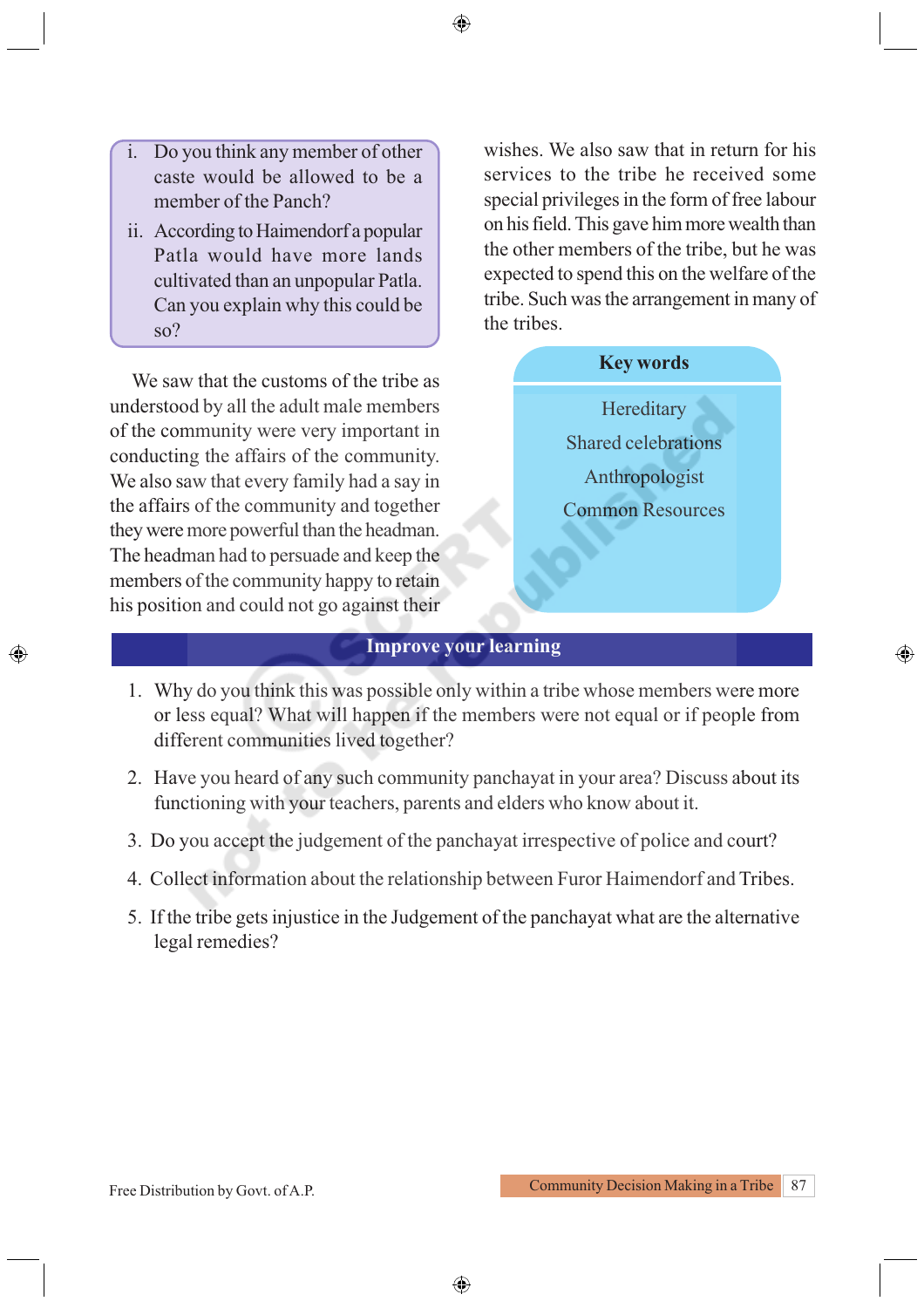i. Do you think any member of other caste would be allowed to be a member of the Panch?

ii. According to Haimendorf a popular Patla would have more lands cultivated than an unpopular Patla. Can you explain why this could be so?

We saw that the customs of the tribe as understood by all the adult male members of the community were very important in conducting the affairs of the community. We also saw that every family had a say in the affairs of the community and together they were more powerful than the headman. The headman had to persuade and keep the members of the community happy to retain his position and could not go against their wishes. We also saw that in return for his services to the tribe he received some special privileges in the form of free labour on his field. This gave him more wealth than the other members of the tribe, but he was expected to spend this on the welfare of the tribe. Such was the arrangement in many of the tribes.

**Key words**

Hereditary

Shared celebrations

Anthropologist

Common Resources

## Improve your learning

1. Why do you think this was possible only within a tribe whose members were more or less equal? What will happen if the members were not equal or if people from different communities lived together?

2. Have you heard of any such community panchayat in your area? Discuss about its functioning with your teachers, parents and elders who know about it.

3. Do you accept the judgement of the panchayat irrespective of police and court?

4. Collect information about the relationship between Furor Haimendorf and Tribes.

5. If the tribe gets injustice in the Judgement of the panchayat what are the alternative legal remedies?